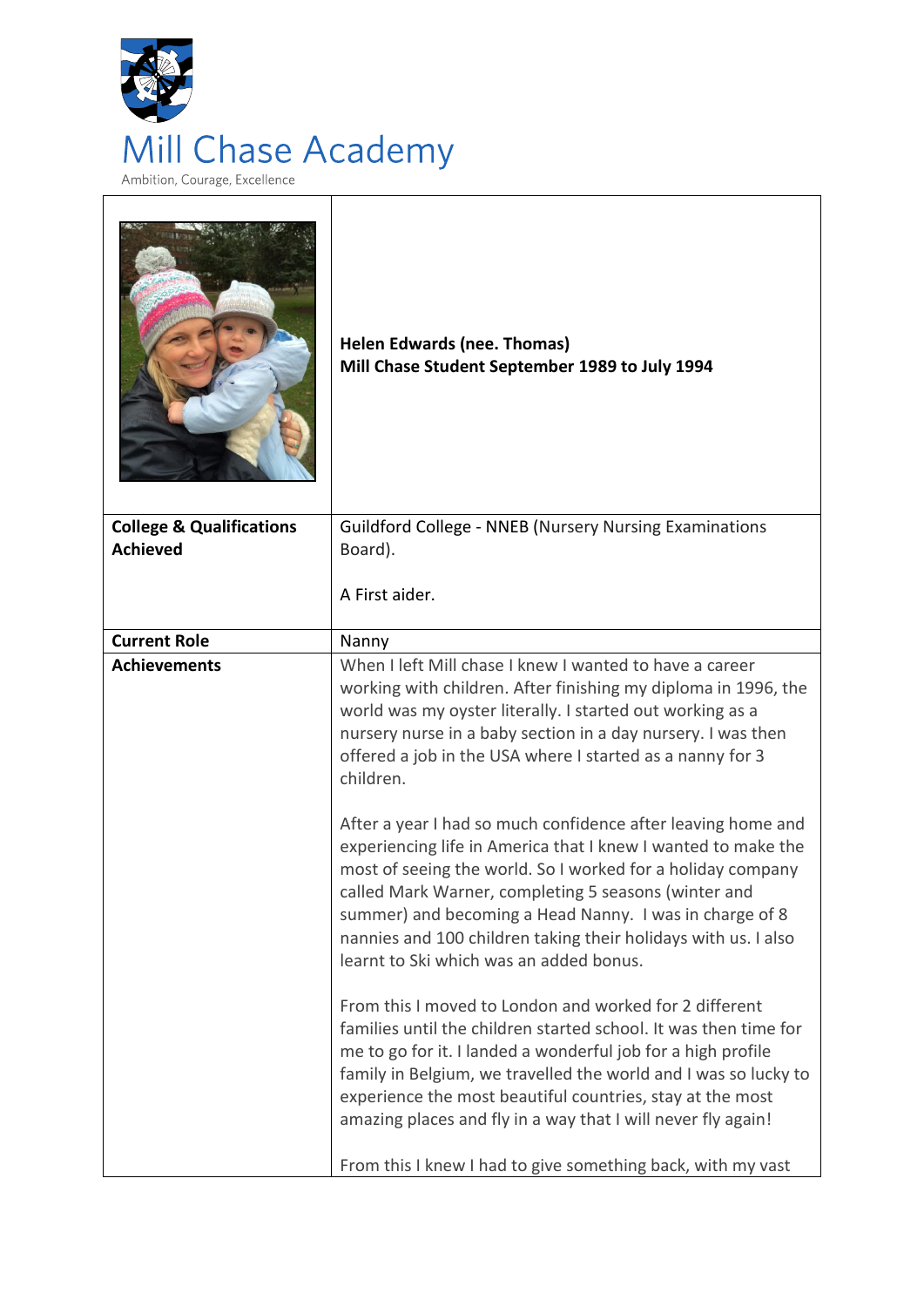# Mill Chase Academy

Ambition, Courage, Excellence

| | **Helen Edwards (nee. Thomas)**<br>**Mill Chase Student September 1989 to July 1994** |
|---|---|
| **College & Qualifications Achieved** | Guildford College - NNEB (Nursery Nursing Examinations Board).<br><br>A First aider. |
| **Current Role** | Nanny |
| **Achievements** | When I left Mill chase I knew I wanted to have a career working with children. After finishing my diploma in 1996, the world was my oyster literally. I started out working as a nursery nurse in a baby section in a day nursery. I was then offered a job in the USA where I started as a nanny for 3 children.<br><br>After a year I had so much confidence after leaving home and experiencing life in America that I knew I wanted to make the most of seeing the world. So I worked for a holiday company called Mark Warner, completing 5 seasons (winter and summer) and becoming a Head Nanny. I was in charge of 8 nannies and 100 children taking their holidays with us. I also learnt to Ski which was an added bonus.<br><br>From this I moved to London and worked for 2 different families until the children started school. It was then time for me to go for it. I landed a wonderful job for a high profile family in Belgium, we travelled the world and I was so lucky to experience the most beautiful countries, stay at the most amazing places and fly in a way that I will never fly again!<br><br>From this I knew I had to give something back, with my vast |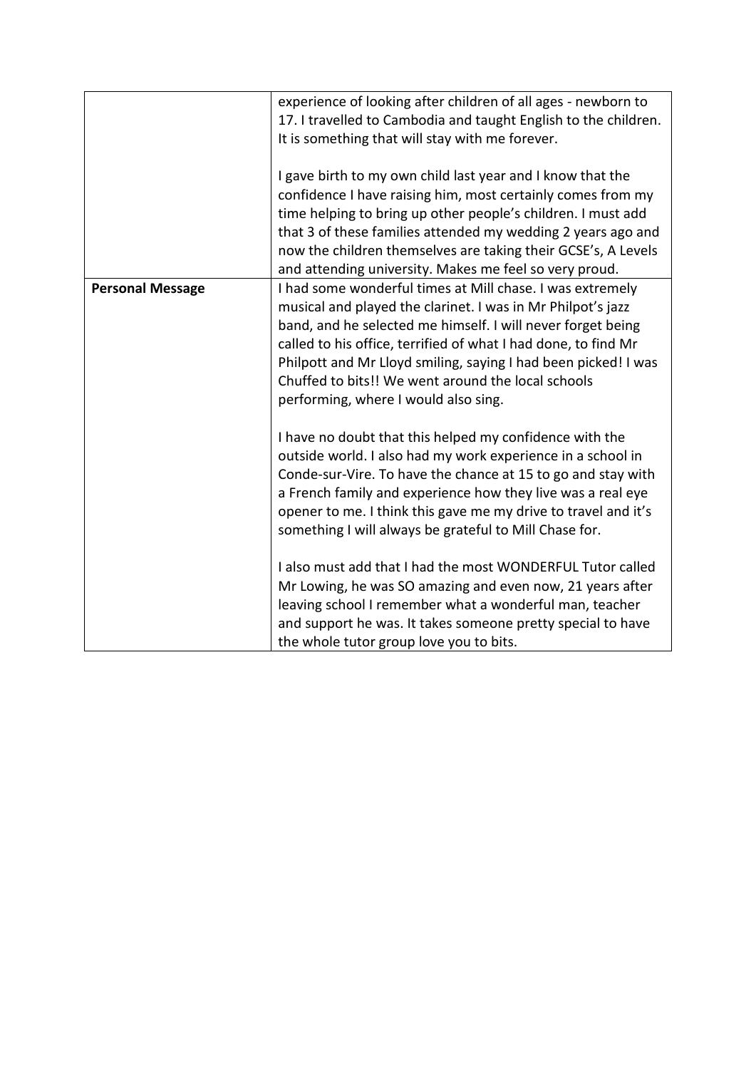| | |
|---|---|
| | experience of looking after children of all ages - newborn to 17. I travelled to Cambodia and taught English to the children. It is something that will stay with me forever.<br><br>I gave birth to my own child last year and I know that the confidence I have raising him, most certainly comes from my time helping to bring up other people's children. I must add that 3 of these families attended my wedding 2 years ago and now the children themselves are taking their GCSE's, A Levels and attending university. Makes me feel so very proud. |
| **Personal Message** | I had some wonderful times at Mill chase. I was extremely musical and played the clarinet. I was in Mr Philpot's jazz band, and he selected me himself. I will never forget being called to his office, terrified of what I had done, to find Mr Philpott and Mr Lloyd smiling, saying I had been picked! I was Chuffed to bits!! We went around the local schools performing, where I would also sing.<br><br>I have no doubt that this helped my confidence with the outside world. I also had my work experience in a school in Conde-sur-Vire. To have the chance at 15 to go and stay with a French family and experience how they live was a real eye opener to me. I think this gave me my drive to travel and it's something I will always be grateful to Mill Chase for.<br><br>I also must add that I had the most WONDERFUL Tutor called Mr Lowing, he was SO amazing and even now, 21 years after leaving school I remember what a wonderful man, teacher and support he was. It takes someone pretty special to have the whole tutor group love you to bits. |